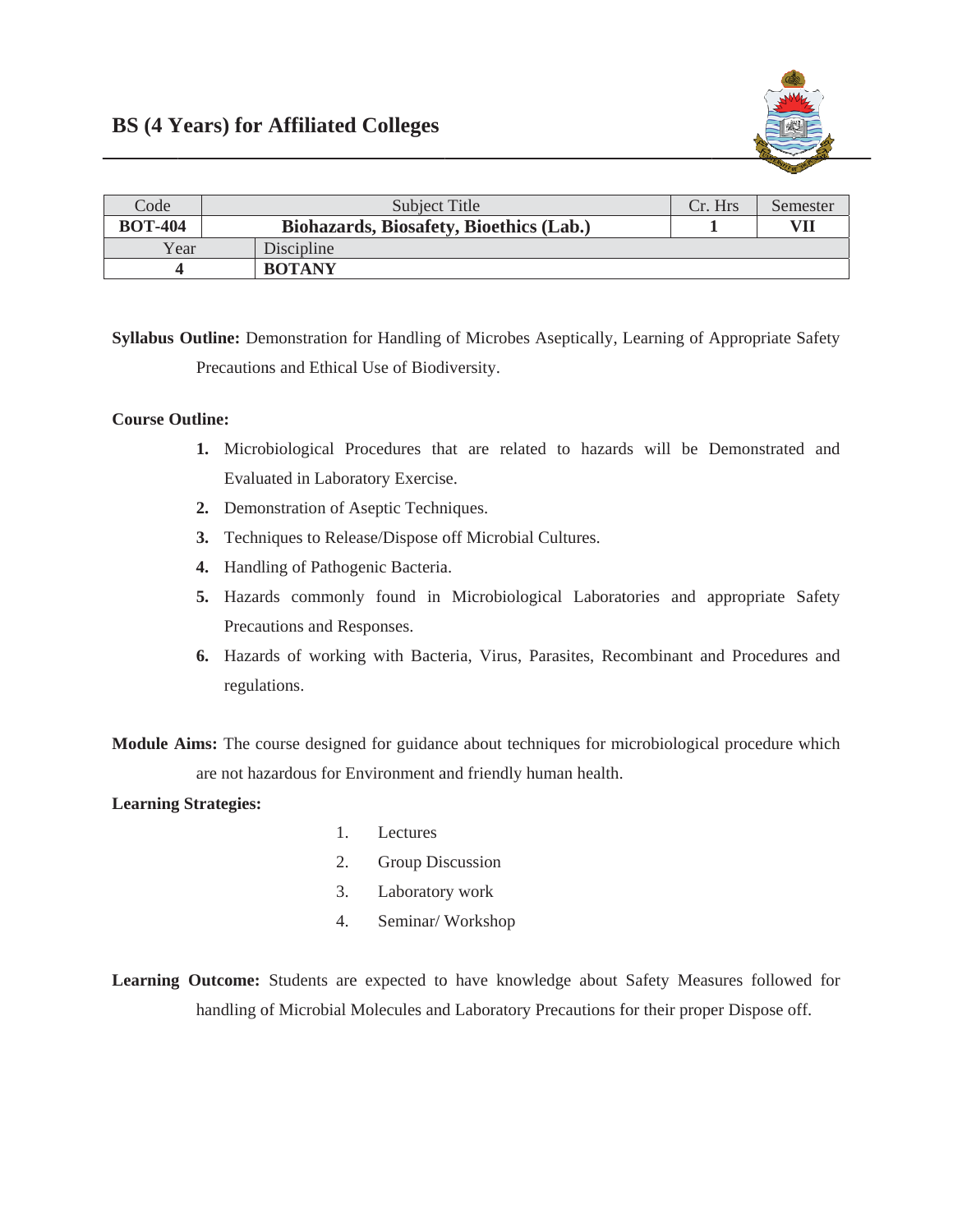# BS (4 Years) for Affiliated Colleges

| Code | Subject Title | Cr. Hrs | Semester |
|---|---|---|---|
| **BOT-404** | **Biohazards, Biosafety, Bioethics (Lab.)** | **1** | **VII** |
| Year | Discipline | | |
| **4** | **BOTANY** | | |

**Syllabus Outline:** Demonstration for Handling of Microbes Aseptically, Learning of Appropriate Safety Precautions and Ethical Use of Biodiversity.

**Course Outline:**

1. Microbiological Procedures that are related to hazards will be Demonstrated and Evaluated in Laboratory Exercise.
2. Demonstration of Aseptic Techniques.
3. Techniques to Release/Dispose off Microbial Cultures.
4. Handling of Pathogenic Bacteria.
5. Hazards commonly found in Microbiological Laboratories and appropriate Safety Precautions and Responses.
6. Hazards of working with Bacteria, Virus, Parasites, Recombinant and Procedures and regulations.

**Module Aims:** The course designed for guidance about techniques for microbiological procedure which are not hazardous for Environment and friendly human health.

**Learning Strategies:**

1. Lectures
2. Group Discussion
3. Laboratory work
4. Seminar/ Workshop

**Learning Outcome:** Students are expected to have knowledge about Safety Measures followed for handling of Microbial Molecules and Laboratory Precautions for their proper Dispose off.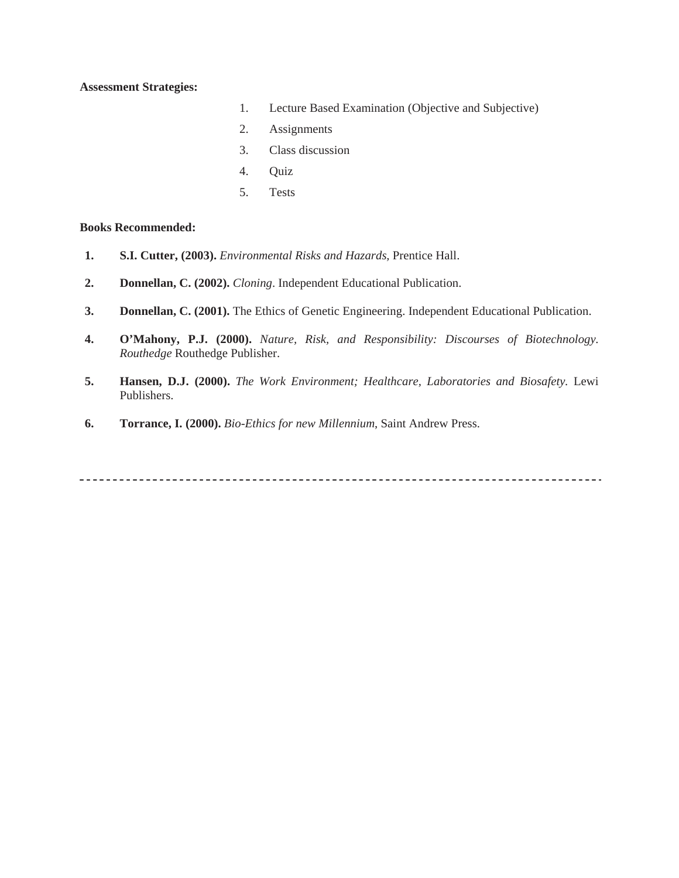**Assessment Strategies:**

1. Lecture Based Examination (Objective and Subjective)
2. Assignments
3. Class discussion
4. Quiz
5. Tests

**Books Recommended:**

1. **S.I. Cutter, (2003).** *Environmental Risks and Hazards,* Prentice Hall.
2. **Donnellan, C. (2002).** *Cloning*. Independent Educational Publication.
3. **Donnellan, C. (2001).** The Ethics of Genetic Engineering. Independent Educational Publication.
4. **O'Mahony, P.J. (2000).** *Nature, Risk, and Responsibility: Discourses of Biotechnology. Routhedge* Routhedge Publisher.
5. **Hansen, D.J. (2000).** *The Work Environment; Healthcare, Laboratories and Biosafety*. Lewi Publishers.
6. **Torrance, I. (2000).** *Bio-Ethics for new Millennium*, Saint Andrew Press.

---